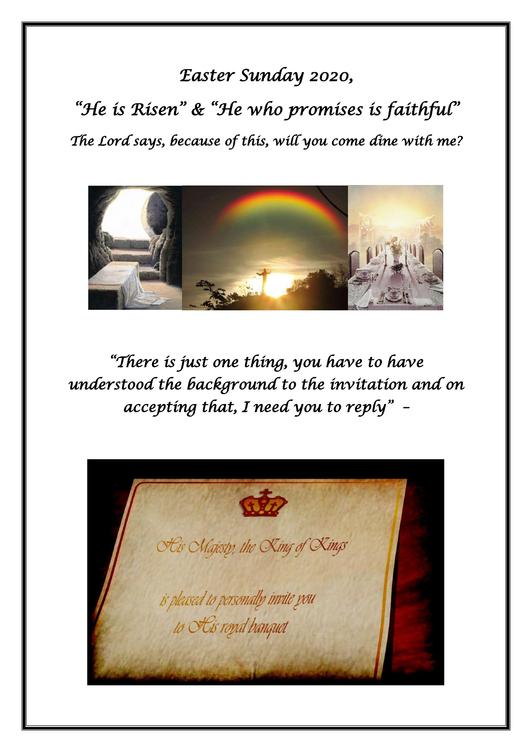*Easter Sunday 2020,*

*"He is Risen" & "He who promises is faithful"*

*The Lord says, because of this, will you come dine with me?*

*"There is just one thing, you have to have understood the background to the invitation and on accepting that, I need you to reply" –*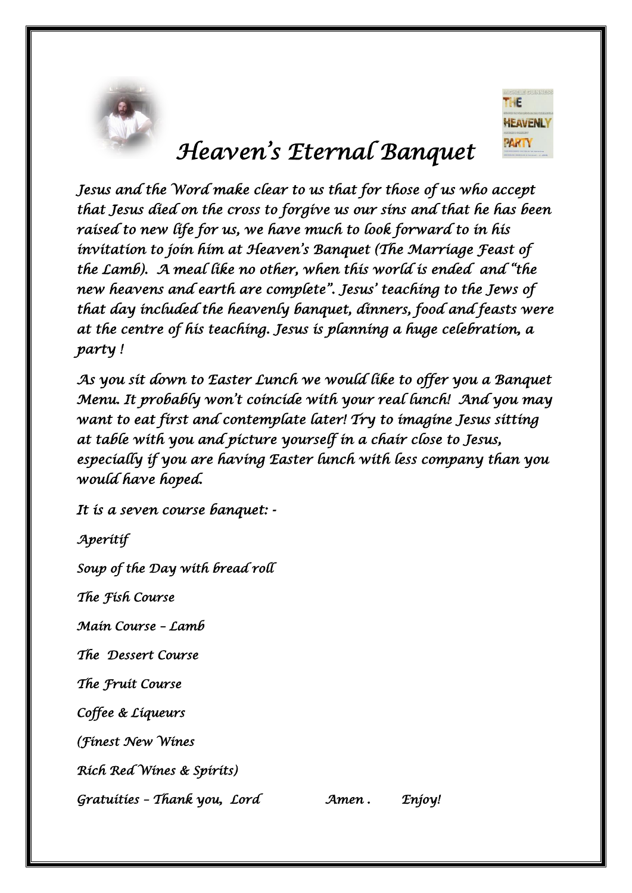# *Heaven's Eternal Banquet*

*Jesus and the Word make clear to us that for those of us who accept that Jesus died on the cross to forgive us our sins and that he has been raised to new life for us, we have much to look forward to in his invitation to join him at Heaven's Banquet (The Marriage Feast of the Lamb). A meal like no other, when this world is ended and "the new heavens and earth are complete". Jesus' teaching to the Jews of that day included the heavenly banquet, dinners, food and feasts were at the centre of his teaching. Jesus is planning a huge celebration, a party !*

*As you sit down to Easter Lunch we would like to offer you a Banquet Menu. It probably won't coincide with your real lunch! And you may want to eat first and contemplate later! Try to imagine Jesus sitting at table with you and picture yourself in a chair close to Jesus, especially if you are having Easter lunch with less company than you would have hoped.*

*It is a seven course banquet: -*

*Aperitif*

*Soup of the Day with bread roll*

*The Fish Course*

*Main Course – Lamb*

*The Dessert Course*

*The Fruit Course*

*Coffee & Liqueurs*

*(Finest New Wines*

*Rich Red Wines & Spirits)*

*Gratuities – Thank you, Lord Amen . Enjoy!*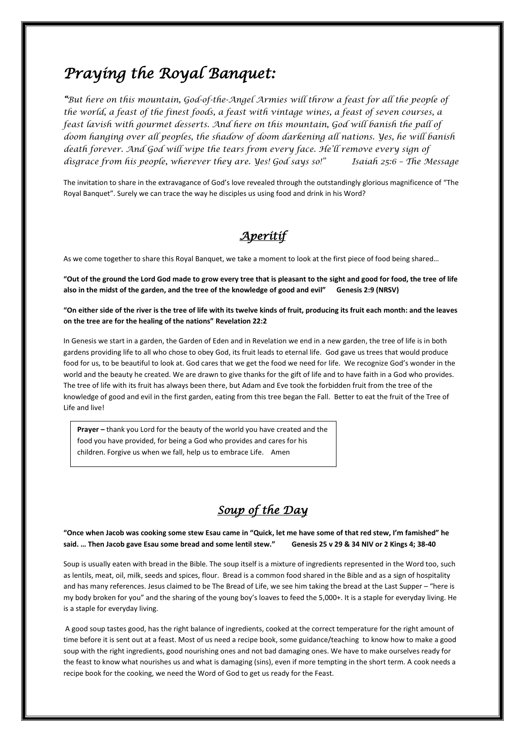# *Praying the Royal Banquet:*

*"But here on this mountain, God-of-the-Angel Armies will throw a feast for all the people of the world, a feast of the finest foods, a feast with vintage wines, a feast of seven courses, a feast lavish with gourmet desserts. And here on this mountain, God will banish the pall of doom hanging over all peoples, the shadow of doom darkening all nations. Yes, he will banish death forever. And God will wipe the tears from every face. He'll remove every sign of disgrace from his people, wherever they are. Yes! God says so!"* *Isaiah 25:6 – The Message*

The invitation to share in the extravagance of God's love revealed through the outstandingly glorious magnificence of "The Royal Banquet". Surely we can trace the way he disciples us using food and drink in his Word?

## *Aperitif*

As we come together to share this Royal Banquet, we take a moment to look at the first piece of food being shared…

**"Out of the ground the Lord God made to grow every tree that is pleasant to the sight and good for food, the tree of life also in the midst of the garden, and the tree of the knowledge of good and evil" Genesis 2:9 (NRSV)**

**"On either side of the river is the tree of life with its twelve kinds of fruit, producing its fruit each month: and the leaves on the tree are for the healing of the nations" Revelation 22:2**

In Genesis we start in a garden, the Garden of Eden and in Revelation we end in a new garden, the tree of life is in both gardens providing life to all who chose to obey God, its fruit leads to eternal life. God gave us trees that would produce food for us, to be beautiful to look at. God cares that we get the food we need for life. We recognize God's wonder in the world and the beauty he created. We are drawn to give thanks for the gift of life and to have faith in a God who provides. The tree of life with its fruit has always been there, but Adam and Eve took the forbidden fruit from the tree of the knowledge of good and evil in the first garden, eating from this tree began the Fall. Better to eat the fruit of the Tree of Life and live!

**Prayer –** thank you Lord for the beauty of the world you have created and the food you have provided, for being a God who provides and cares for his children. Forgive us when we fall, help us to embrace Life. Amen

## *Soup of the Day*

**"Once when Jacob was cooking some stew Esau came in "Quick, let me have some of that red stew, I'm famished" he said. … Then Jacob gave Esau some bread and some lentil stew." Genesis 25 v 29 & 34 NIV or 2 Kings 4; 38-40**

Soup is usually eaten with bread in the Bible. The soup itself is a mixture of ingredients represented in the Word too, such as lentils, meat, oil, milk, seeds and spices, flour. Bread is a common food shared in the Bible and as a sign of hospitality and has many references. Jesus claimed to be The Bread of Life, we see him taking the bread at the Last Supper – "here is my body broken for you" and the sharing of the young boy's loaves to feed the 5,000+. It is a staple for everyday living. He is a staple for everyday living.

A good soup tastes good, has the right balance of ingredients, cooked at the correct temperature for the right amount of time before it is sent out at a feast. Most of us need a recipe book, some guidance/teaching to know how to make a good soup with the right ingredients, good nourishing ones and not bad damaging ones. We have to make ourselves ready for the feast to know what nourishes us and what is damaging (sins), even if more tempting in the short term. A cook needs a recipe book for the cooking, we need the Word of God to get us ready for the Feast.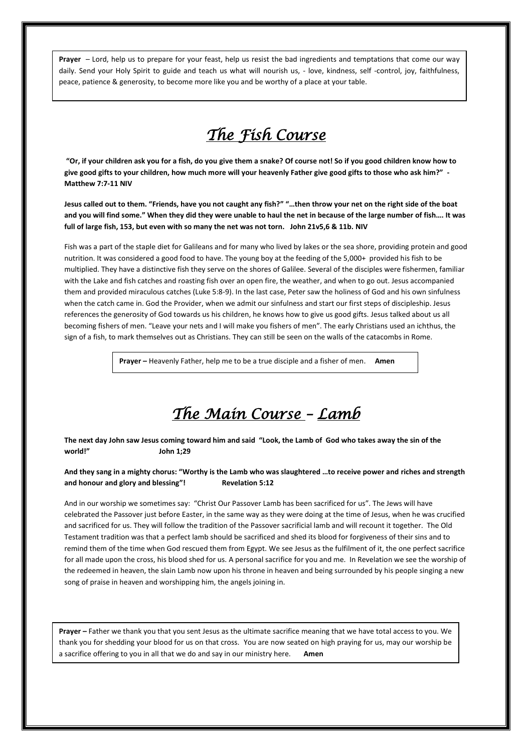**Prayer** – Lord, help us to prepare for your feast, help us resist the bad ingredients and temptations that come our way daily. Send your Holy Spirit to guide and teach us what will nourish us, - love, kindness, self -control, joy, faithfulness, peace, patience & generosity, to become more like you and be worthy of a place at your table.

# *The Fish Course*

**"Or, if your children ask you for a fish, do you give them a snake? Of course not! So if you good children know how to give good gifts to your children, how much more will your heavenly Father give good gifts to those who ask him?" - Matthew 7:7-11 NIV**

**Jesus called out to them. "Friends, have you not caught any fish?" "…then throw your net on the right side of the boat and you will find some." When they did they were unable to haul the net in because of the large number of fish…. It was full of large fish, 153, but even with so many the net was not torn. John 21v5,6 & 11b. NIV**

Fish was a part of the staple diet for Galileans and for many who lived by lakes or the sea shore, providing protein and good nutrition. It was considered a good food to have. The young boy at the feeding of the 5,000+ provided his fish to be multiplied. They have a distinctive fish they serve on the shores of Galilee. Several of the disciples were fishermen, familiar with the Lake and fish catches and roasting fish over an open fire, the weather, and when to go out. Jesus accompanied them and provided miraculous catches (Luke 5:8-9). In the last case, Peter saw the holiness of God and his own sinfulness when the catch came in. God the Provider, when we admit our sinfulness and start our first steps of discipleship. Jesus references the generosity of God towards us his children, he knows how to give us good gifts. Jesus talked about us all becoming fishers of men. "Leave your nets and I will make you fishers of men". The early Christians used an ichthus, the sign of a fish, to mark themselves out as Christians. They can still be seen on the walls of the catacombs in Rome.

**Prayer –** Heavenly Father, help me to be a true disciple and a fisher of men. **Amen**

# *The Main Course – Lamb*

**The next day John saw Jesus coming toward him and said "Look, the Lamb of God who takes away the sin of the world!" John 1;29**

**And they sang in a mighty chorus: "Worthy is the Lamb who was slaughtered …to receive power and riches and strength and honour and glory and blessing"! Revelation 5:12**

And in our worship we sometimes say: "Christ Our Passover Lamb has been sacrificed for us". The Jews will have celebrated the Passover just before Easter, in the same way as they were doing at the time of Jesus, when he was crucified and sacrificed for us. They will follow the tradition of the Passover sacrificial lamb and will recount it together. The Old Testament tradition was that a perfect lamb should be sacrificed and shed its blood for forgiveness of their sins and to remind them of the time when God rescued them from Egypt. We see Jesus as the fulfilment of it, the one perfect sacrifice for all made upon the cross, his blood shed for us. A personal sacrifice for you and me. In Revelation we see the worship of the redeemed in heaven, the slain Lamb now upon his throne in heaven and being surrounded by his people singing a new song of praise in heaven and worshipping him, the angels joining in.

**Prayer –** Father we thank you that you sent Jesus as the ultimate sacrifice meaning that we have total access to you. We thank you for shedding your blood for us on that cross. You are now seated on high praying for us, may our worship be a sacrifice offering to you in all that we do and say in our ministry here. **Amen**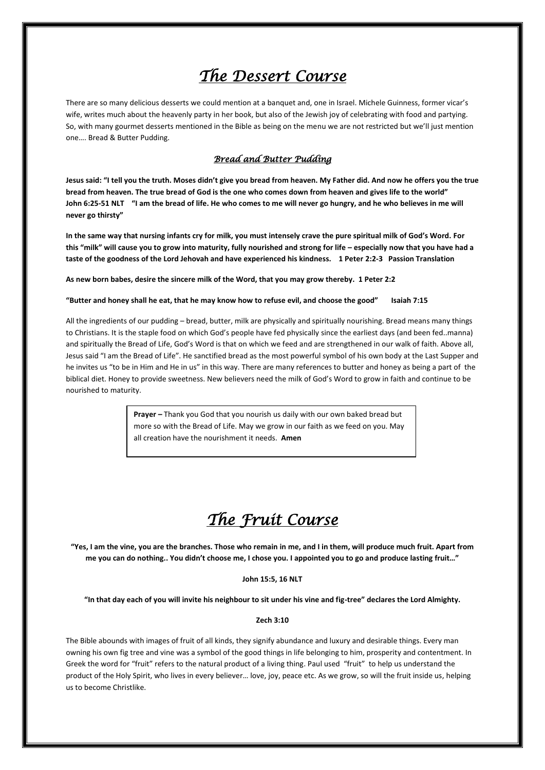# *The Dessert Course*

There are so many delicious desserts we could mention at a banquet and, one in Israel. Michele Guinness, former vicar's wife, writes much about the heavenly party in her book, but also of the Jewish joy of celebrating with food and partying. So, with many gourmet desserts mentioned in the Bible as being on the menu we are not restricted but we'll just mention one…. Bread & Butter Pudding.

## *Bread and Butter Pudding*

**Jesus said: "I tell you the truth. Moses didn't give you bread from heaven. My Father did. And now he offers you the true bread from heaven. The true bread of God is the one who comes down from heaven and gives life to the world" John 6:25-51 NLT "I am the bread of life. He who comes to me will never go hungry, and he who believes in me will never go thirsty"**

**In the same way that nursing infants cry for milk, you must intensely crave the pure spiritual milk of God's Word. For this "milk" will cause you to grow into maturity, fully nourished and strong for life – especially now that you have had a taste of the goodness of the Lord Jehovah and have experienced his kindness. 1 Peter 2:2-3 Passion Translation**

**As new born babes, desire the sincere milk of the Word, that you may grow thereby. 1 Peter 2:2**

**"Butter and honey shall he eat, that he may know how to refuse evil, and choose the good" Isaiah 7:15**

All the ingredients of our pudding – bread, butter, milk are physically and spiritually nourishing. Bread means many things to Christians. It is the staple food on which God's people have fed physically since the earliest days (and been fed..manna) and spiritually the Bread of Life, God's Word is that on which we feed and are strengthened in our walk of faith. Above all, Jesus said "I am the Bread of Life". He sanctified bread as the most powerful symbol of his own body at the Last Supper and he invites us "to be in Him and He in us" in this way. There are many references to butter and honey as being a part of the biblical diet. Honey to provide sweetness. New believers need the milk of God's Word to grow in faith and continue to be nourished to maturity.

> **Prayer –** Thank you God that you nourish us daily with our own baked bread but more so with the Bread of Life. May we grow in our faith as we feed on you. May all creation have the nourishment it needs. **Amen**

# *The Fruit Course*

**"Yes, I am the vine, you are the branches. Those who remain in me, and I in them, will produce much fruit. Apart from me you can do nothing.. You didn't choose me, I chose you. I appointed you to go and produce lasting fruit…"**

**John 15:5, 16 NLT**

**"In that day each of you will invite his neighbour to sit under his vine and fig-tree" declares the Lord Almighty.**

**Zech 3:10**

The Bible abounds with images of fruit of all kinds, they signify abundance and luxury and desirable things. Every man owning his own fig tree and vine was a symbol of the good things in life belonging to him, prosperity and contentment. In Greek the word for "fruit" refers to the natural product of a living thing. Paul used "fruit" to help us understand the product of the Holy Spirit, who lives in every believer… love, joy, peace etc. As we grow, so will the fruit inside us, helping us to become Christlike.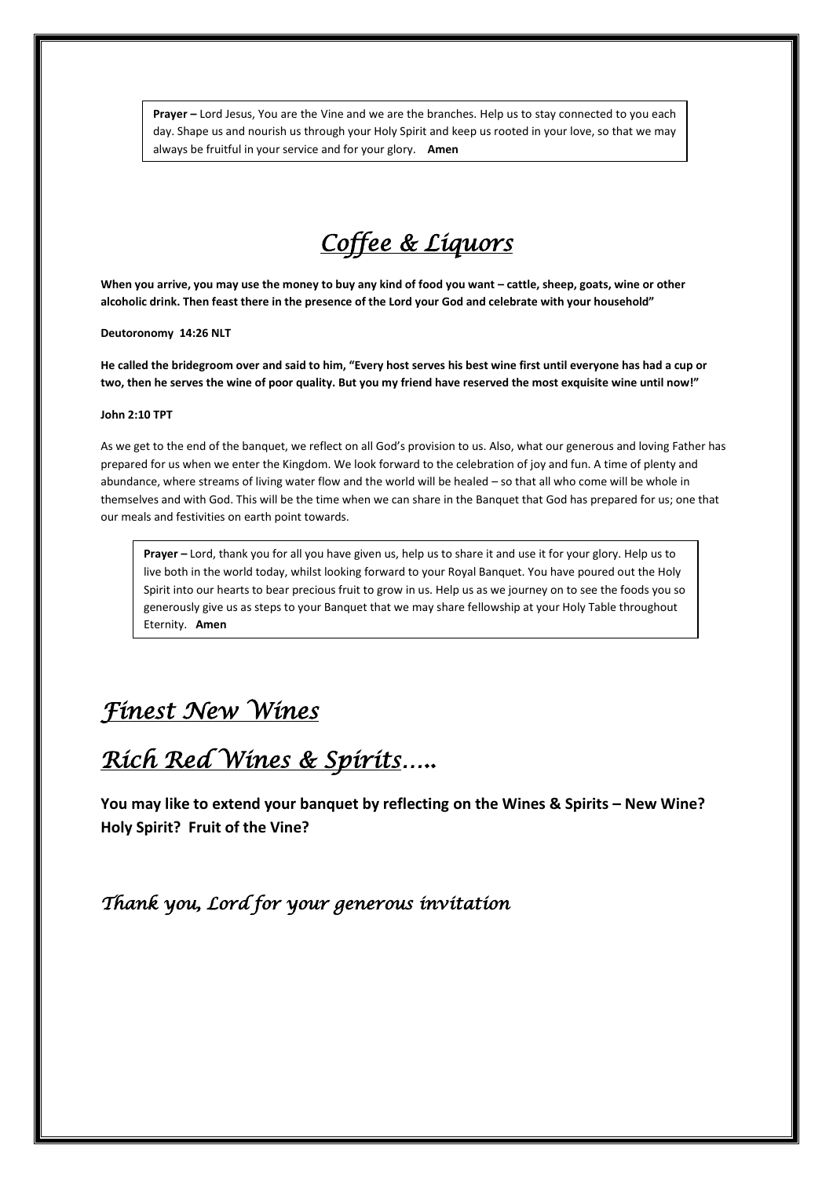> **Prayer –** Lord Jesus, You are the Vine and we are the branches. Help us to stay connected to you each day. Shape us and nourish us through your Holy Spirit and keep us rooted in your love, so that we may always be fruitful in your service and for your glory. **Amen**

# *Coffee & Liquors*

**When you arrive, you may use the money to buy any kind of food you want – cattle, sheep, goats, wine or other alcoholic drink. Then feast there in the presence of the Lord your God and celebrate with your household"**

**Deutoronomy 14:26 NLT**

**He called the bridegroom over and said to him, "Every host serves his best wine first until everyone has had a cup or two, then he serves the wine of poor quality. But you my friend have reserved the most exquisite wine until now!"**

**John 2:10 TPT**

As we get to the end of the banquet, we reflect on all God's provision to us. Also, what our generous and loving Father has prepared for us when we enter the Kingdom. We look forward to the celebration of joy and fun. A time of plenty and abundance, where streams of living water flow and the world will be healed – so that all who come will be whole in themselves and with God. This will be the time when we can share in the Banquet that God has prepared for us; one that our meals and festivities on earth point towards.

> **Prayer –** Lord, thank you for all you have given us, help us to share it and use it for your glory. Help us to live both in the world today, whilst looking forward to your Royal Banquet. You have poured out the Holy Spirit into our hearts to bear precious fruit to grow in us. Help us as we journey on to see the foods you so generously give us as steps to your Banquet that we may share fellowship at your Holy Table throughout Eternity. **Amen**

# *Finest New Wines*

# *Rich Red Wines & Spirits…..*

**You may like to extend your banquet by reflecting on the Wines & Spirits – New Wine? Holy Spirit? Fruit of the Vine?**

## *Thank you, Lord for your generous invitation*